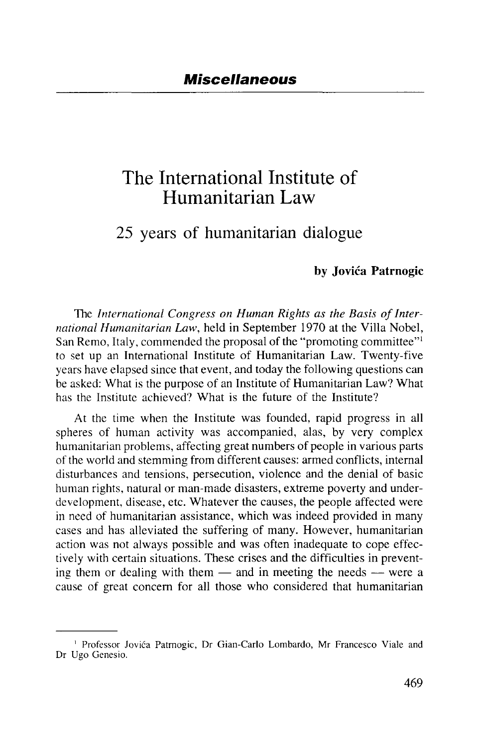***Miscellaneous***

# The International Institute of Humanitarian Law

## 25 years of humanitarian dialogue

**by Jovića Patrnogic**

The *International Congress on Human Rights as the Basis of International Humanitarian Law*, held in September 1970 at the Villa Nobel, San Remo, Italy, commended the proposal of the "promoting committee"[1] to set up an International Institute of Humanitarian Law. Twenty-five years have elapsed since that event, and today the following questions can be asked: What is the purpose of an Institute of Humanitarian Law? What has the Institute achieved? What is the future of the Institute?

At the time when the Institute was founded, rapid progress in all spheres of human activity was accompanied, alas, by very complex humanitarian problems, affecting great numbers of people in various parts of the world and stemming from different causes: armed conflicts, internal disturbances and tensions, persecution, violence and the denial of basic human rights, natural or man-made disasters, extreme poverty and underdevelopment, disease, etc. Whatever the causes, the people affected were in need of humanitarian assistance, which was indeed provided in many cases and has alleviated the suffering of many. However, humanitarian action was not always possible and was often inadequate to cope effectively with certain situations. These crises and the difficulties in preventing them or dealing with them — and in meeting the needs — were a cause of great concern for all those who considered that humanitarian

---

[1] Professor Jovića Patrnogic, Dr Gian-Carlo Lombardo, Mr Francesco Viale and Dr Ugo Genesio.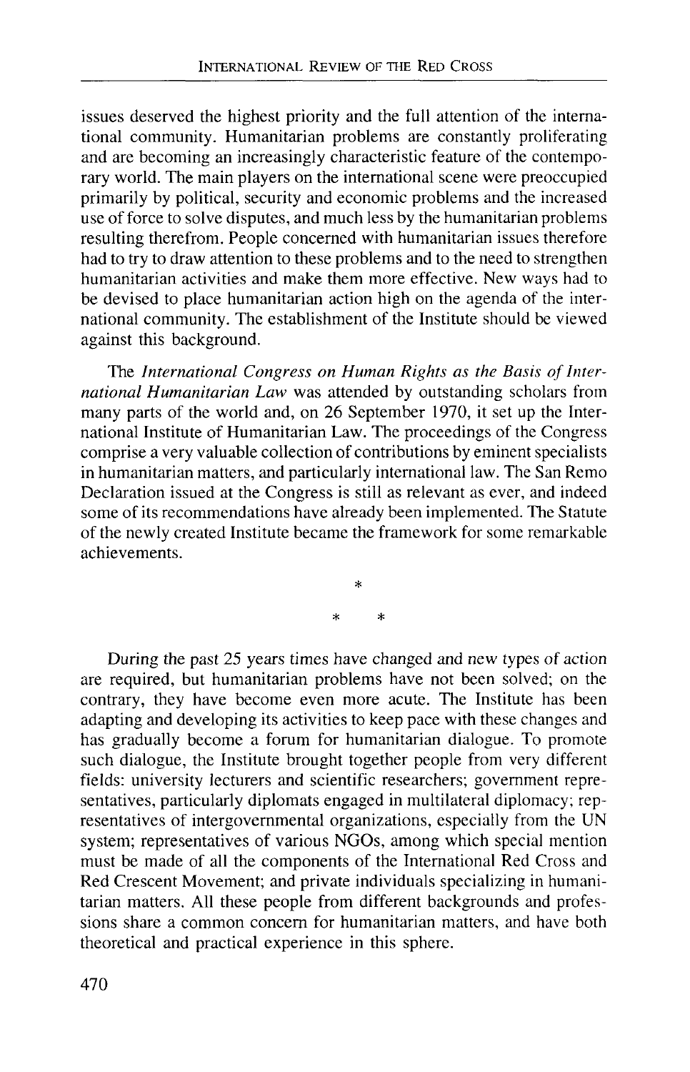issues deserved the highest priority and the full attention of the international community. Humanitarian problems are constantly proliferating and are becoming an increasingly characteristic feature of the contemporary world. The main players on the international scene were preoccupied primarily by political, security and economic problems and the increased use of force to solve disputes, and much less by the humanitarian problems resulting therefrom. People concerned with humanitarian issues therefore had to try to draw attention to these problems and to the need to strengthen humanitarian activities and make them more effective. New ways had to be devised to place humanitarian action high on the agenda of the international community. The establishment of the Institute should be viewed against this background.

The *International Congress on Human Rights as the Basis of International Humanitarian Law* was attended by outstanding scholars from many parts of the world and, on 26 September 1970, it set up the International Institute of Humanitarian Law. The proceedings of the Congress comprise a very valuable collection of contributions by eminent specialists in humanitarian matters, and particularly international law. The San Remo Declaration issued at the Congress is still as relevant as ever, and indeed some of its recommendations have already been implemented. The Statute of the newly created Institute became the framework for some remarkable achievements.

\*

\* \*

During the past 25 years times have changed and new types of action are required, but humanitarian problems have not been solved; on the contrary, they have become even more acute. The Institute has been adapting and developing its activities to keep pace with these changes and has gradually become a forum for humanitarian dialogue. To promote such dialogue, the Institute brought together people from very different fields: university lecturers and scientific researchers; government representatives, particularly diplomats engaged in multilateral diplomacy; representatives of intergovernmental organizations, especially from the UN system; representatives of various NGOs, among which special mention must be made of all the components of the International Red Cross and Red Crescent Movement; and private individuals specializing in humanitarian matters. All these people from different backgrounds and professions share a common concern for humanitarian matters, and have both theoretical and practical experience in this sphere.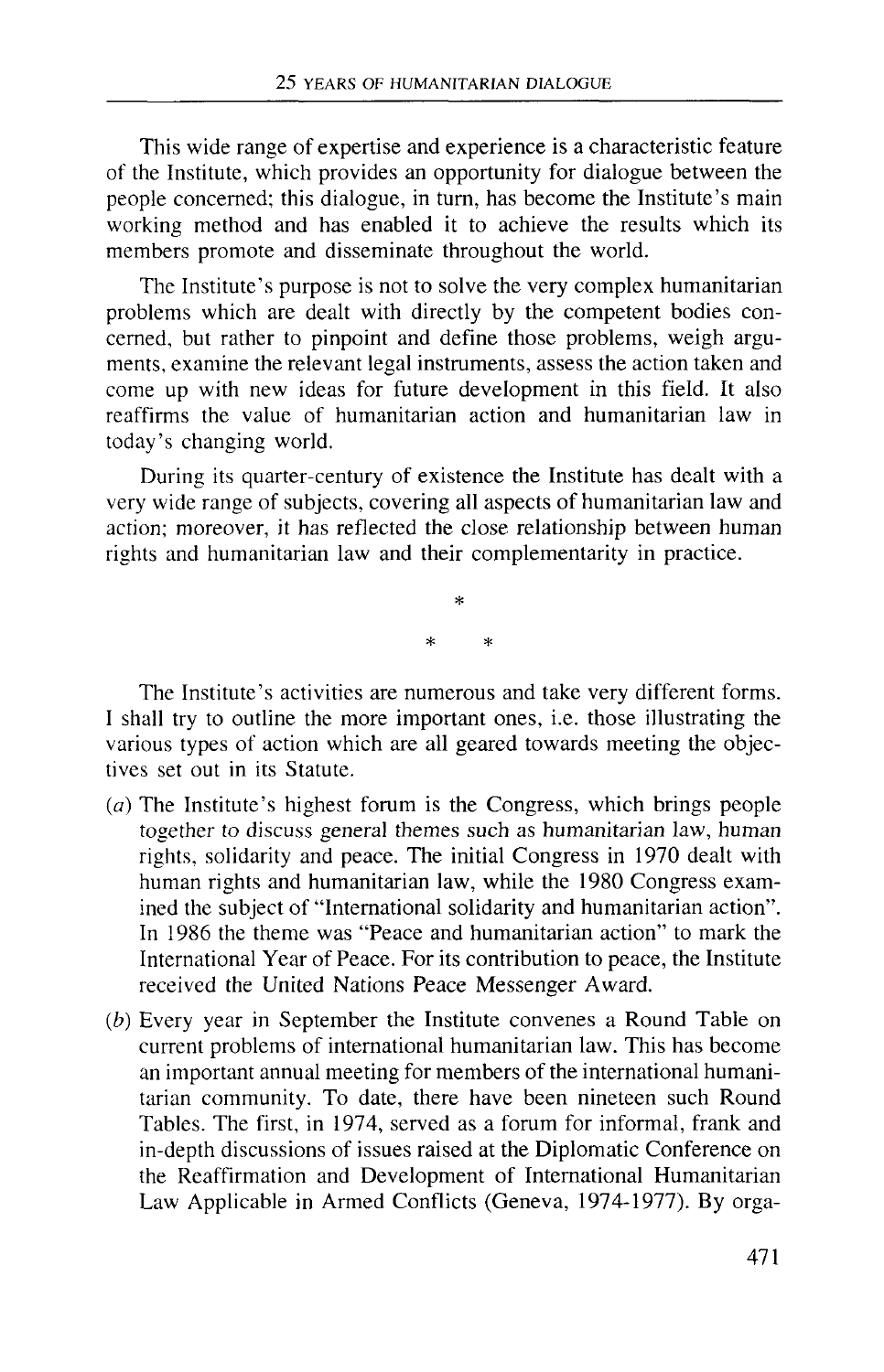This wide range of expertise and experience is a characteristic feature of the Institute, which provides an opportunity for dialogue between the people concerned; this dialogue, in turn, has become the Institute's main working method and has enabled it to achieve the results which its members promote and disseminate throughout the world.

The Institute's purpose is not to solve the very complex humanitarian problems which are dealt with directly by the competent bodies concerned, but rather to pinpoint and define those problems, weigh arguments, examine the relevant legal instruments, assess the action taken and come up with new ideas for future development in this field. It also reaffirms the value of humanitarian action and humanitarian law in today's changing world.

During its quarter-century of existence the Institute has dealt with a very wide range of subjects, covering all aspects of humanitarian law and action; moreover, it has reflected the close relationship between human rights and humanitarian law and their complementarity in practice.

\*

\* \*

The Institute's activities are numerous and take very different forms. I shall try to outline the more important ones, i.e. those illustrating the various types of action which are all geared towards meeting the objectives set out in its Statute.

(*a*) The Institute's highest forum is the Congress, which brings people together to discuss general themes such as humanitarian law, human rights, solidarity and peace. The initial Congress in 1970 dealt with human rights and humanitarian law, while the 1980 Congress examined the subject of "International solidarity and humanitarian action". In 1986 the theme was "Peace and humanitarian action" to mark the International Year of Peace. For its contribution to peace, the Institute received the United Nations Peace Messenger Award.

(*b*) Every year in September the Institute convenes a Round Table on current problems of international humanitarian law. This has become an important annual meeting for members of the international humanitarian community. To date, there have been nineteen such Round Tables. The first, in 1974, served as a forum for informal, frank and in-depth discussions of issues raised at the Diplomatic Conference on the Reaffirmation and Development of International Humanitarian Law Applicable in Armed Conflicts (Geneva, 1974-1977). By orga-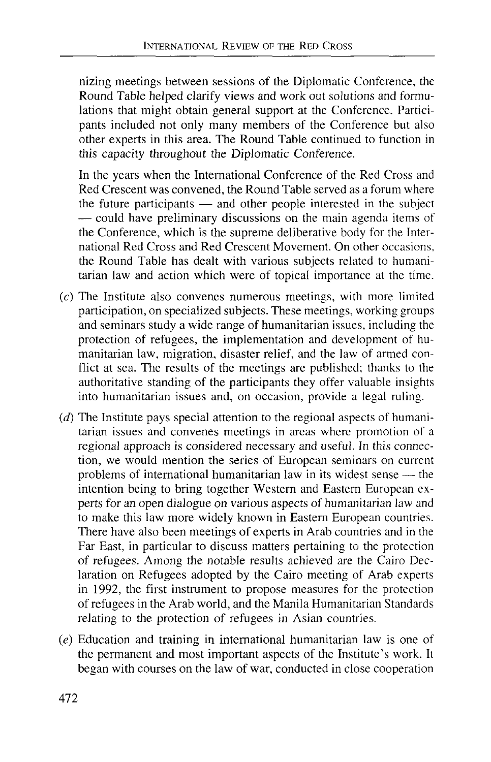nizing meetings between sessions of the Diplomatic Conference, the Round Table helped clarify views and work out solutions and formulations that might obtain general support at the Conference. Participants included not only many members of the Conference but also other experts in this area. The Round Table continued to function in this capacity throughout the Diplomatic Conference.

In the years when the International Conference of the Red Cross and Red Crescent was convened, the Round Table served as a forum where the future participants — and other people interested in the subject — could have preliminary discussions on the main agenda items of the Conference, which is the supreme deliberative body for the International Red Cross and Red Crescent Movement. On other occasions, the Round Table has dealt with various subjects related to humanitarian law and action which were of topical importance at the time.

(*c*) The Institute also convenes numerous meetings, with more limited participation, on specialized subjects. These meetings, working groups and seminars study a wide range of humanitarian issues, including the protection of refugees, the implementation and development of humanitarian law, migration, disaster relief, and the law of armed conflict at sea. The results of the meetings are published; thanks to the authoritative standing of the participants they offer valuable insights into humanitarian issues and, on occasion, provide a legal ruling.

(*d*) The Institute pays special attention to the regional aspects of humanitarian issues and convenes meetings in areas where promotion of a regional approach is considered necessary and useful. In this connection, we would mention the series of European seminars on current problems of international humanitarian law in its widest sense — the intention being to bring together Western and Eastern European experts for an open dialogue on various aspects of humanitarian law and to make this law more widely known in Eastern European countries. There have also been meetings of experts in Arab countries and in the Far East, in particular to discuss matters pertaining to the protection of refugees. Among the notable results achieved are the Cairo Declaration on Refugees adopted by the Cairo meeting of Arab experts in 1992, the first instrument to propose measures for the protection of refugees in the Arab world, and the Manila Humanitarian Standards relating to the protection of refugees in Asian countries.

(*e*) Education and training in international humanitarian law is one of the permanent and most important aspects of the Institute's work. It began with courses on the law of war, conducted in close cooperation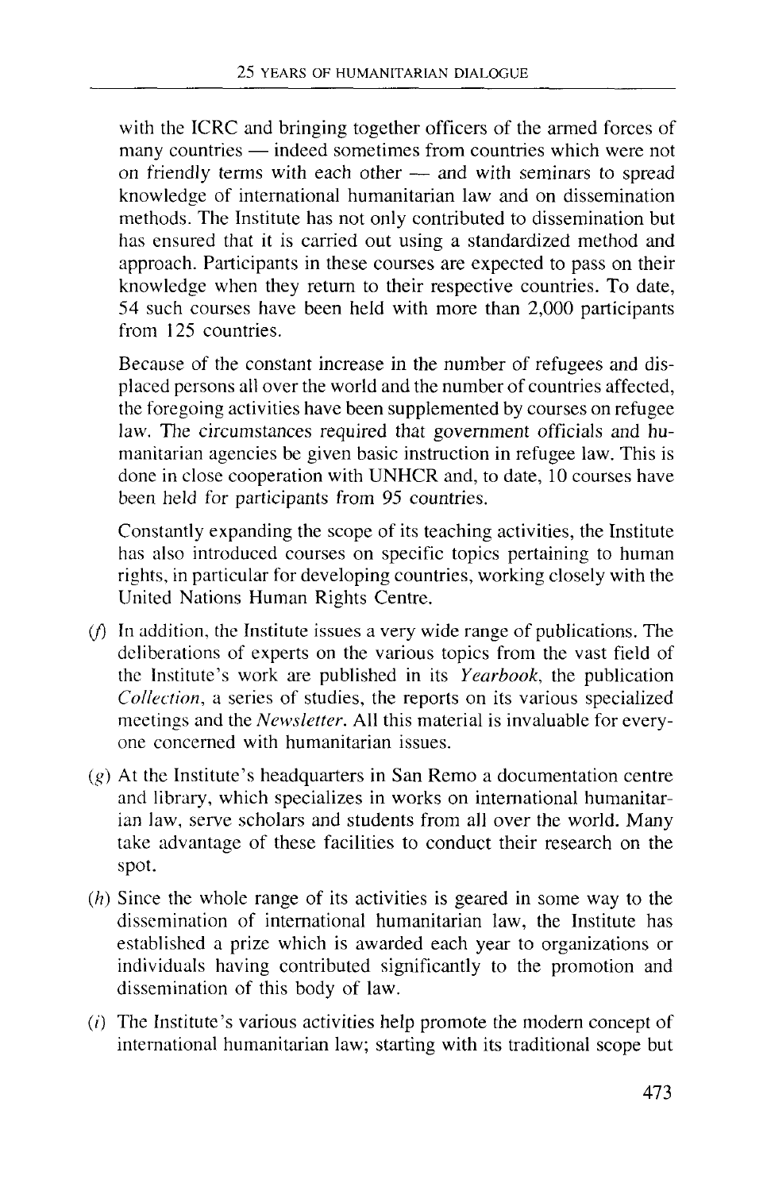with the ICRC and bringing together officers of the armed forces of many countries — indeed sometimes from countries which were not on friendly terms with each other — and with seminars to spread knowledge of international humanitarian law and on dissemination methods. The Institute has not only contributed to dissemination but has ensured that it is carried out using a standardized method and approach. Participants in these courses are expected to pass on their knowledge when they return to their respective countries. To date, 54 such courses have been held with more than 2,000 participants from 125 countries.

Because of the constant increase in the number of refugees and displaced persons all over the world and the number of countries affected, the foregoing activities have been supplemented by courses on refugee law. The circumstances required that government officials and humanitarian agencies be given basic instruction in refugee law. This is done in close cooperation with UNHCR and, to date, 10 courses have been held for participants from 95 countries.

Constantly expanding the scope of its teaching activities, the Institute has also introduced courses on specific topics pertaining to human rights, in particular for developing countries, working closely with the United Nations Human Rights Centre.

(*f*) In addition, the Institute issues a very wide range of publications. The deliberations of experts on the various topics from the vast field of the Institute's work are published in its *Yearbook*, the publication *Collection*, a series of studies, the reports on its various specialized meetings and the *Newsletter*. All this material is invaluable for everyone concerned with humanitarian issues.

(*g*) At the Institute's headquarters in San Remo a documentation centre and library, which specializes in works on international humanitarian law, serve scholars and students from all over the world. Many take advantage of these facilities to conduct their research on the spot.

(*h*) Since the whole range of its activities is geared in some way to the dissemination of international humanitarian law, the Institute has established a prize which is awarded each year to organizations or individuals having contributed significantly to the promotion and dissemination of this body of law.

(*i*) The Institute's various activities help promote the modern concept of international humanitarian law; starting with its traditional scope but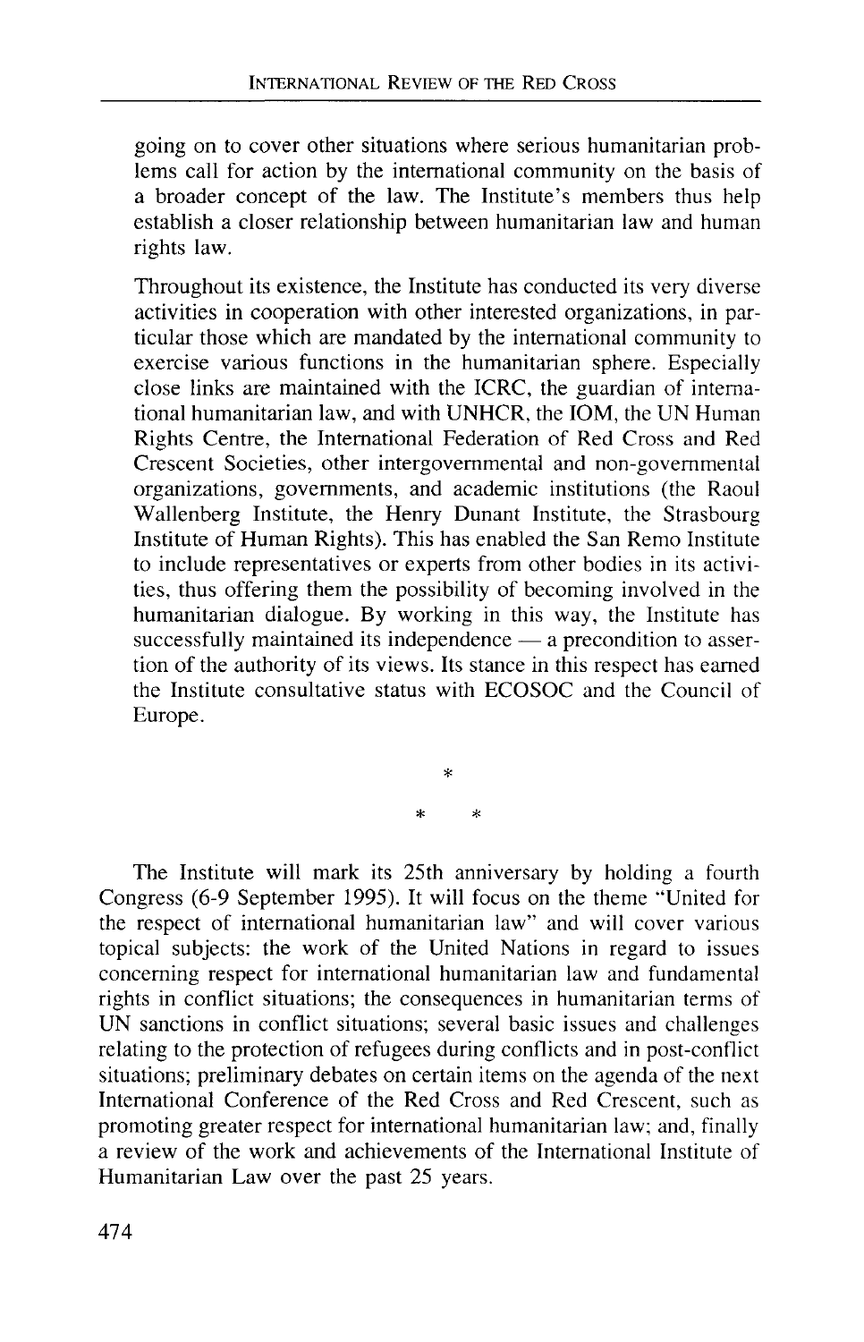going on to cover other situations where serious humanitarian problems call for action by the international community on the basis of a broader concept of the law. The Institute's members thus help establish a closer relationship between humanitarian law and human rights law.

Throughout its existence, the Institute has conducted its very diverse activities in cooperation with other interested organizations, in particular those which are mandated by the international community to exercise various functions in the humanitarian sphere. Especially close links are maintained with the ICRC, the guardian of international humanitarian law, and with UNHCR, the IOM, the UN Human Rights Centre, the International Federation of Red Cross and Red Crescent Societies, other intergovernmental and non-governmental organizations, governments, and academic institutions (the Raoul Wallenberg Institute, the Henry Dunant Institute, the Strasbourg Institute of Human Rights). This has enabled the San Remo Institute to include representatives or experts from other bodies in its activities, thus offering them the possibility of becoming involved in the humanitarian dialogue. By working in this way, the Institute has successfully maintained its independence — a precondition to assertion of the authority of its views. Its stance in this respect has earned the Institute consultative status with ECOSOC and the Council of Europe.

\*

\* \*

The Institute will mark its 25th anniversary by holding a fourth Congress (6-9 September 1995). It will focus on the theme "United for the respect of international humanitarian law" and will cover various topical subjects: the work of the United Nations in regard to issues concerning respect for international humanitarian law and fundamental rights in conflict situations; the consequences in humanitarian terms of UN sanctions in conflict situations; several basic issues and challenges relating to the protection of refugees during conflicts and in post-conflict situations; preliminary debates on certain items on the agenda of the next International Conference of the Red Cross and Red Crescent, such as promoting greater respect for international humanitarian law; and, finally a review of the work and achievements of the International Institute of Humanitarian Law over the past 25 years.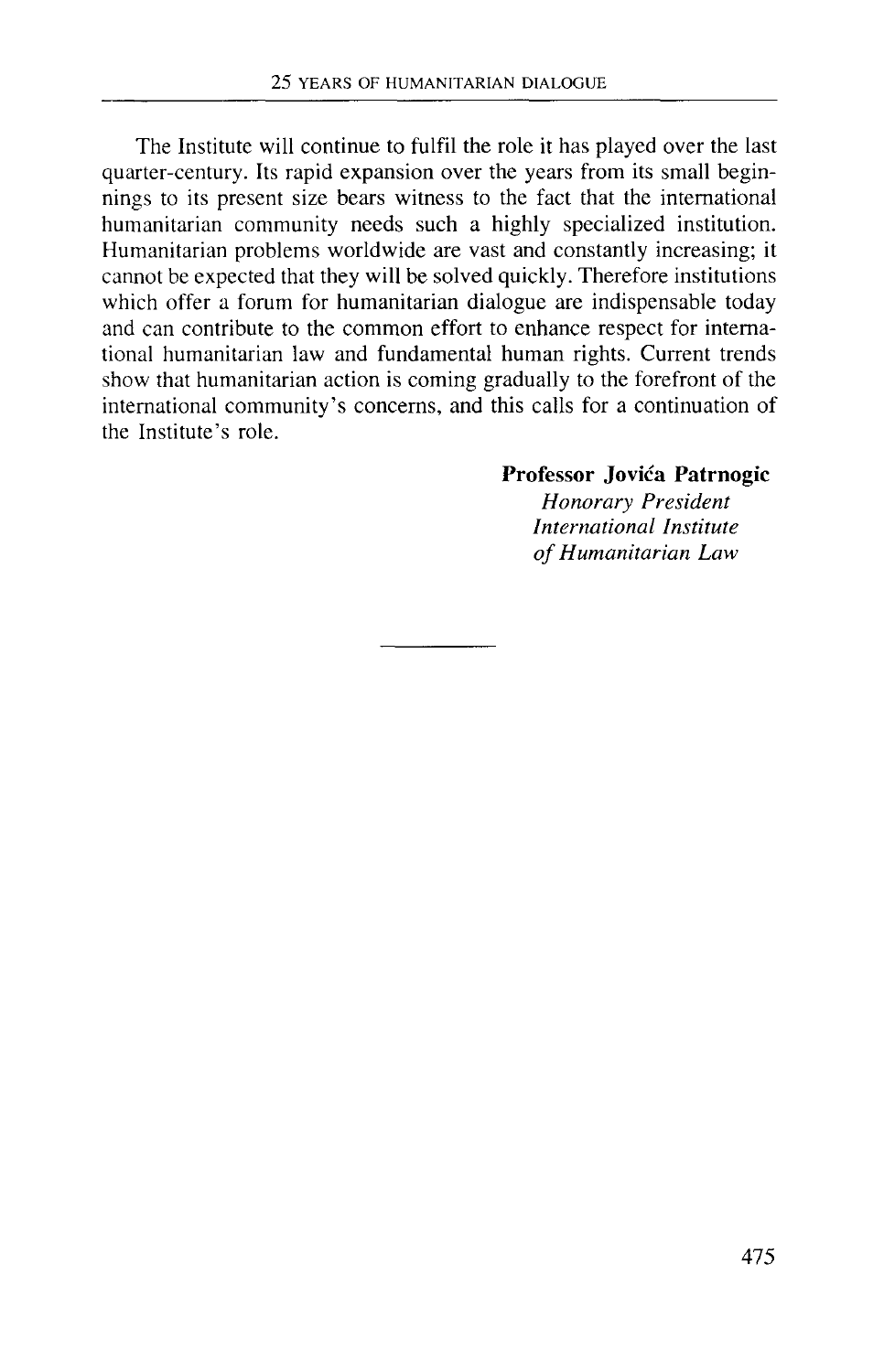The Institute will continue to fulfil the role it has played over the last quarter-century. Its rapid expansion over the years from its small beginnings to its present size bears witness to the fact that the international humanitarian community needs such a highly specialized institution. Humanitarian problems worldwide are vast and constantly increasing; it cannot be expected that they will be solved quickly. Therefore institutions which offer a forum for humanitarian dialogue are indispensable today and can contribute to the common effort to enhance respect for international humanitarian law and fundamental human rights. Current trends show that humanitarian action is coming gradually to the forefront of the international community's concerns, and this calls for a continuation of the Institute's role.

**Professor Jovića Patrnogic**
*Honorary President*
*International Institute*
*of Humanitarian Law*